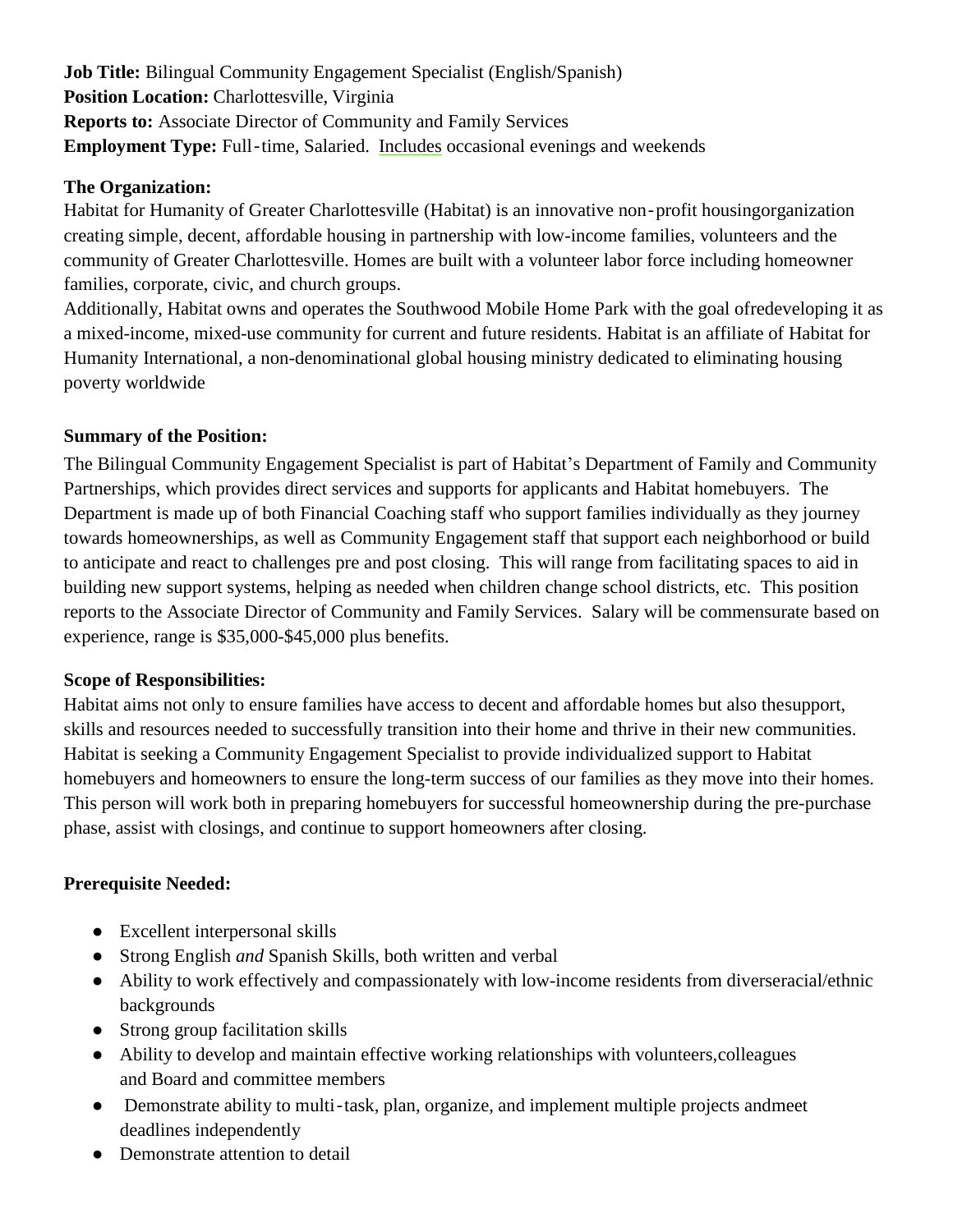**Job Title:** Bilingual Community Engagement Specialist (English/Spanish)
**Position Location:** Charlottesville, Virginia
**Reports to:** Associate Director of Community and Family Services
**Employment Type:** Full-time, Salaried. Includes occasional evenings and weekends

**The Organization:**

Habitat for Humanity of Greater Charlottesville (Habitat) is an innovative non-profit housingorganization creating simple, decent, affordable housing in partnership with low-income families, volunteers and the community of Greater Charlottesville. Homes are built with a volunteer labor force including homeowner families, corporate, civic, and church groups.

Additionally, Habitat owns and operates the Southwood Mobile Home Park with the goal ofredeveloping it as a mixed-income, mixed-use community for current and future residents. Habitat is an affiliate of Habitat for Humanity International, a non-denominational global housing ministry dedicated to eliminating housing poverty worldwide

**Summary of the Position:**

The Bilingual Community Engagement Specialist is part of Habitat's Department of Family and Community Partnerships, which provides direct services and supports for applicants and Habitat homebuyers. The Department is made up of both Financial Coaching staff who support families individually as they journey towards homeownerships, as well as Community Engagement staff that support each neighborhood or build to anticipate and react to challenges pre and post closing. This will range from facilitating spaces to aid in building new support systems, helping as needed when children change school districts, etc. This position reports to the Associate Director of Community and Family Services. Salary will be commensurate based on experience, range is $35,000-$45,000 plus benefits.

**Scope of Responsibilities:**

Habitat aims not only to ensure families have access to decent and affordable homes but also thesupport, skills and resources needed to successfully transition into their home and thrive in their new communities. Habitat is seeking a Community Engagement Specialist to provide individualized support to Habitat homebuyers and homeowners to ensure the long-term success of our families as they move into their homes. This person will work both in preparing homebuyers for successful homeownership during the pre-purchase phase, assist with closings, and continue to support homeowners after closing.

**Prerequisite Needed:**

- Excellent interpersonal skills
- Strong English *and* Spanish Skills, both written and verbal
- Ability to work effectively and compassionately with low-income residents from diverseracial/ethnic backgrounds
- Strong group facilitation skills
- Ability to develop and maintain effective working relationships with volunteers,colleagues and Board and committee members
- Demonstrate ability to multi-task, plan, organize, and implement multiple projects andmeet deadlines independently
- Demonstrate attention to detail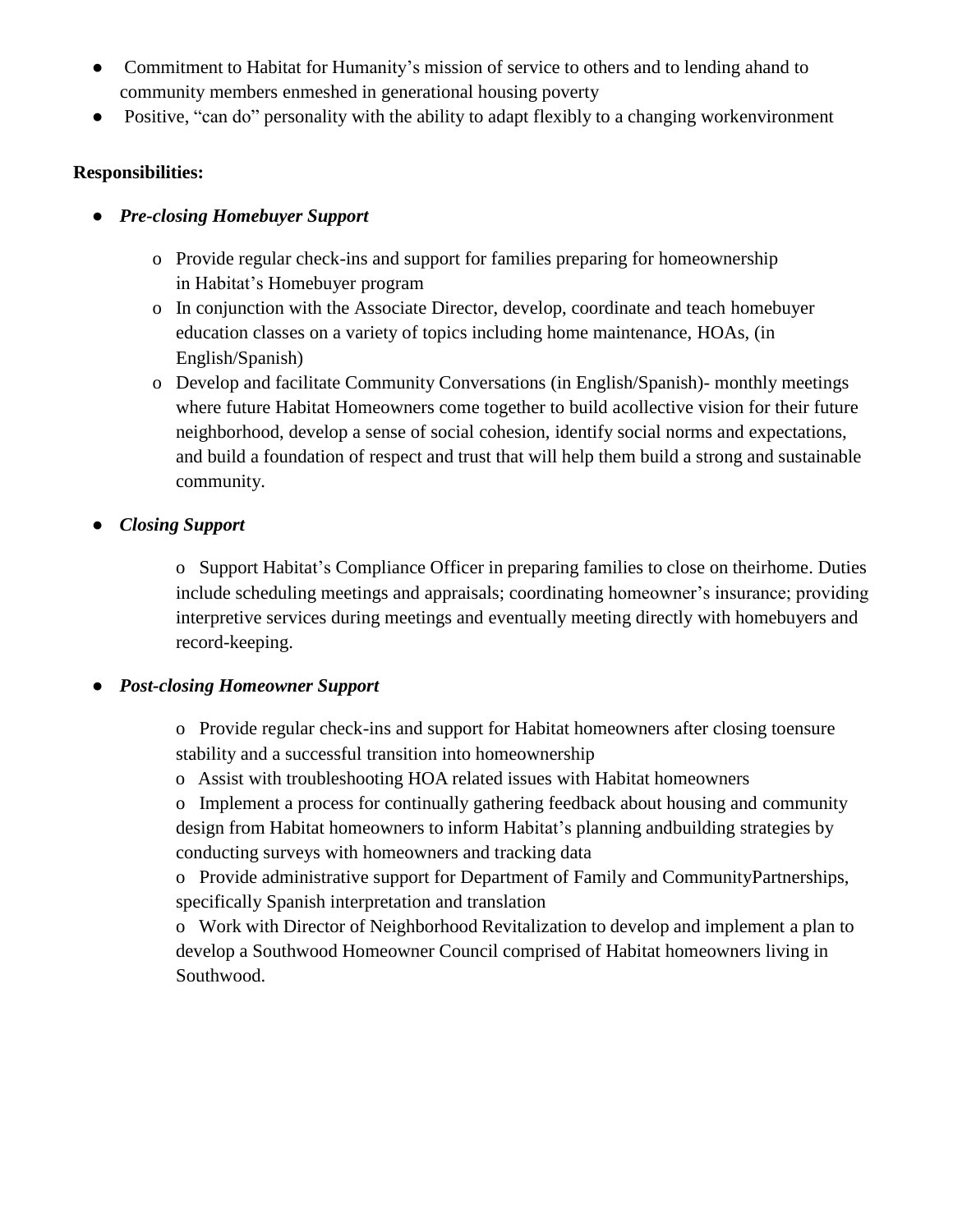- Commitment to Habitat for Humanity's mission of service to others and to lending ahand to community members enmeshed in generational housing poverty
- Positive, "can do" personality with the ability to adapt flexibly to a changing workenvironment

**Responsibilities:**

- ***Pre-closing Homebuyer Support***
  - Provide regular check-ins and support for families preparing for homeownership in Habitat's Homebuyer program
  - In conjunction with the Associate Director, develop, coordinate and teach homebuyer education classes on a variety of topics including home maintenance, HOAs, (in English/Spanish)
  - Develop and facilitate Community Conversations (in English/Spanish)- monthly meetings where future Habitat Homeowners come together to build acollective vision for their future neighborhood, develop a sense of social cohesion, identify social norms and expectations, and build a foundation of respect and trust that will help them build a strong and sustainable community.

- ***Closing Support***
  - Support Habitat's Compliance Officer in preparing families to close on theirhome. Duties include scheduling meetings and appraisals; coordinating homeowner's insurance; providing interpretive services during meetings and eventually meeting directly with homebuyers and record-keeping.

- ***Post-closing Homeowner Support***
  - Provide regular check-ins and support for Habitat homeowners after closing toensure stability and a successful transition into homeownership
  - Assist with troubleshooting HOA related issues with Habitat homeowners
  - Implement a process for continually gathering feedback about housing and community design from Habitat homeowners to inform Habitat's planning andbuilding strategies by conducting surveys with homeowners and tracking data
  - Provide administrative support for Department of Family and CommunityPartnerships, specifically Spanish interpretation and translation
  - Work with Director of Neighborhood Revitalization to develop and implement a plan to develop a Southwood Homeowner Council comprised of Habitat homeowners living in Southwood.